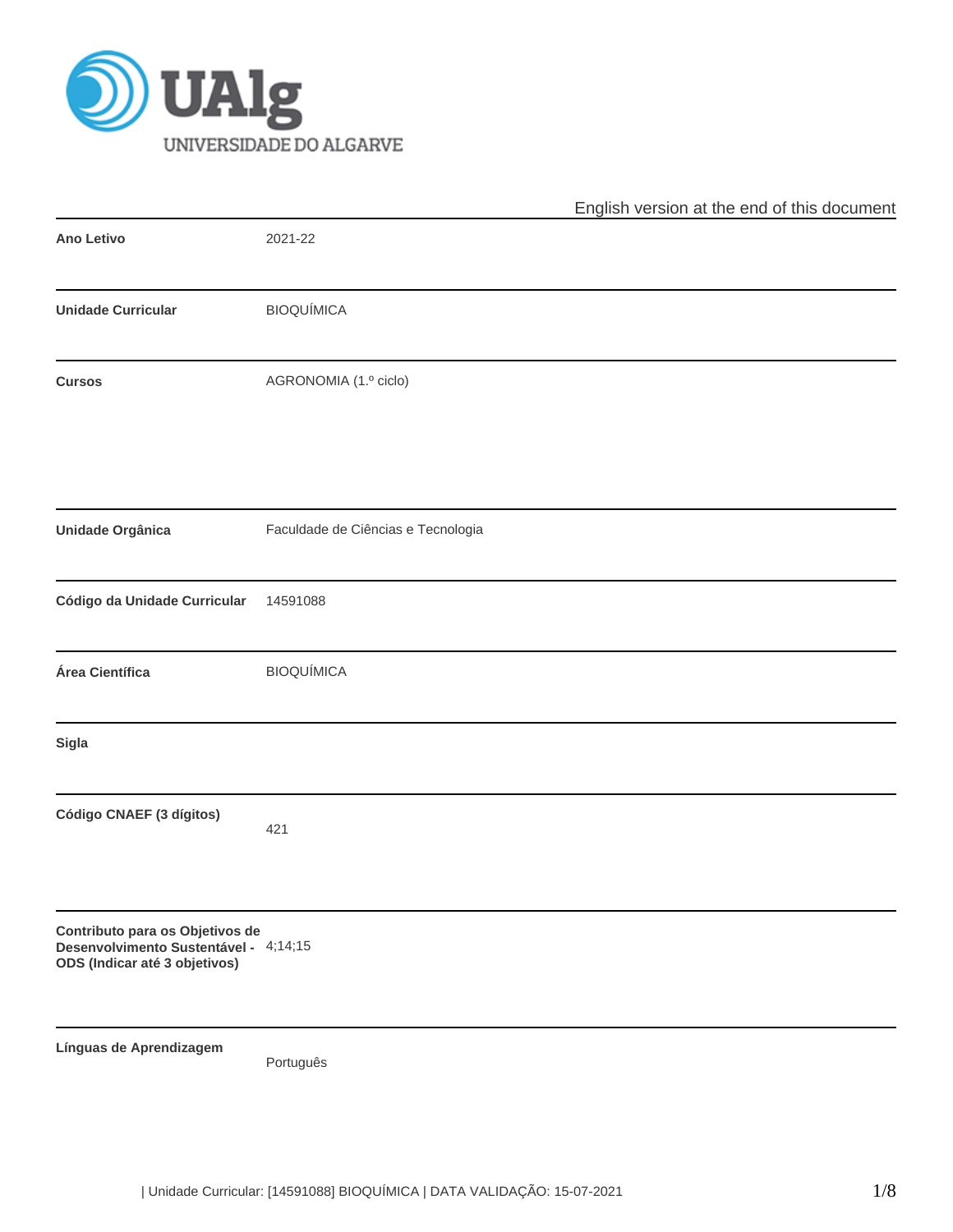English version at the end of this document

| | |
|---|---|
| **Ano Letivo** | 2021-22 |
| **Unidade Curricular** | BIOQUÍMICA |
| **Cursos** | AGRONOMIA (1.º ciclo) |
| **Unidade Orgânica** | Faculdade de Ciências e Tecnologia |
| **Código da Unidade Curricular** | 14591088 |
| **Área Científica** | BIOQUÍMICA |
| **Sigla** | |
| **Código CNAEF (3 dígitos)** | 421 |
| **Contributo para os Objetivos de Desenvolvimento Sustentável - ODS (Indicar até 3 objetivos)** | 4;14;15 |
| **Línguas de Aprendizagem** | Português |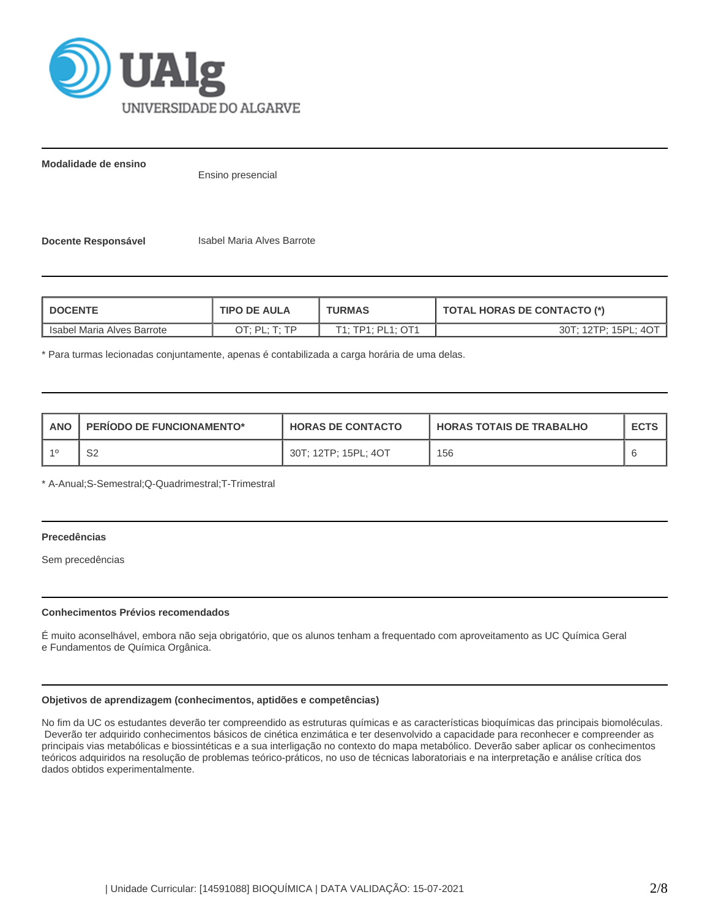**Modalidade de ensino**

Ensino presencial

**Docente Responsável** Isabel Maria Alves Barrote

| DOCENTE | TIPO DE AULA | TURMAS | TOTAL HORAS DE CONTACTO (*) |
|---|---|---|---|
| Isabel Maria Alves Barrote | OT; PL; T; TP | T1; TP1; PL1; OT1 | 30T; 12TP; 15PL; 4OT |

* Para turmas lecionadas conjuntamente, apenas é contabilizada a carga horária de uma delas.

| ANO | PERÍODO DE FUNCIONAMENTO* | HORAS DE CONTACTO | HORAS TOTAIS DE TRABALHO | ECTS |
|---|---|---|---|---|
| 1º | S2 | 30T; 12TP; 15PL; 4OT | 156 | 6 |

* A-Anual;S-Semestral;Q-Quadrimestral;T-Trimestral

**Precedências**

Sem precedências

**Conhecimentos Prévios recomendados**

É muito aconselhável, embora não seja obrigatório, que os alunos tenham a frequentado com aproveitamento as UC Química Geral e Fundamentos de Química Orgânica.

**Objetivos de aprendizagem (conhecimentos, aptidões e competências)**

No fim da UC os estudantes deverão ter compreendido as estruturas químicas e as características bioquímicas das principais biomoléculas. Deverão ter adquirido conhecimentos básicos de cinética enzimática e ter desenvolvido a capacidade para reconhecer e compreender as principais vias metabólicas e biossintéticas e a sua interligação no contexto do mapa metabólico. Deverão saber aplicar os conhecimentos teóricos adquiridos na resolução de problemas teórico-práticos, no uso de técnicas laboratoriais e na interpretação e análise crítica dos dados obtidos experimentalmente.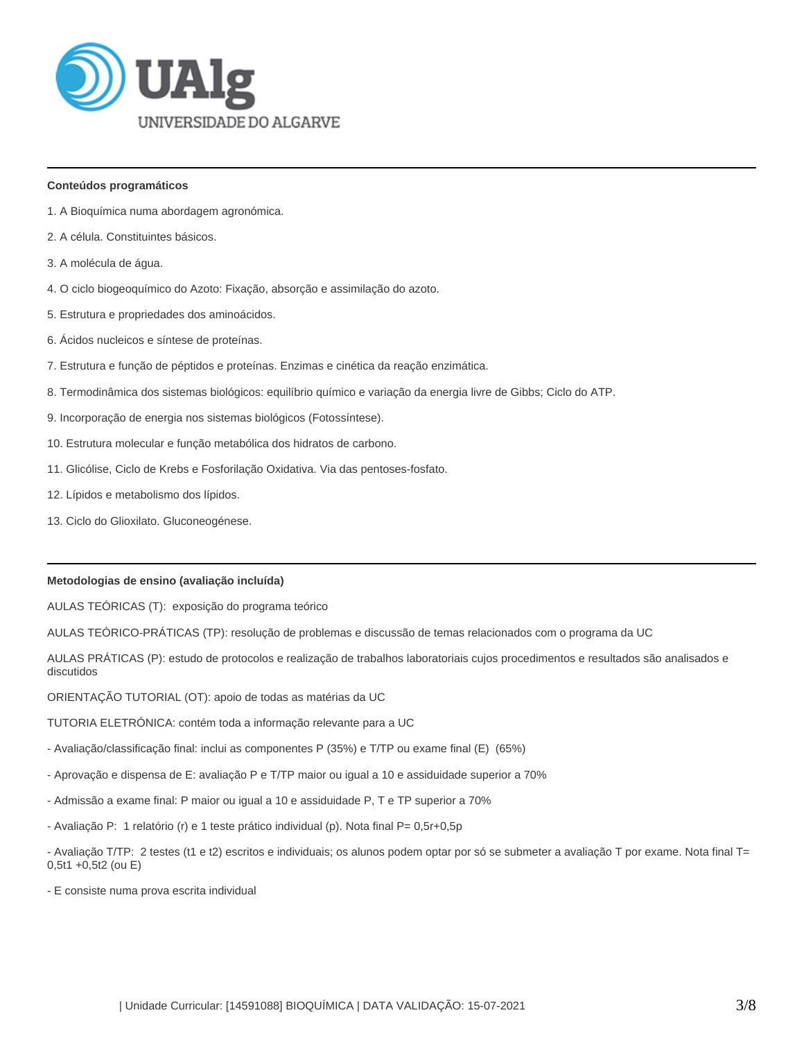**Conteúdos programáticos**

1. A Bioquímica numa abordagem agronómica.

2. A célula. Constituintes básicos.

3. A molécula de água.

4. O ciclo biogeoquímico do Azoto: Fixação, absorção e assimilação do azoto.

5. Estrutura e propriedades dos aminoácidos.

6. Ácidos nucleicos e síntese de proteínas.

7. Estrutura e função de péptidos e proteínas. Enzimas e cinética da reação enzimática.

8. Termodinâmica dos sistemas biológicos: equilíbrio químico e variação da energia livre de Gibbs; Ciclo do ATP.

9. Incorporação de energia nos sistemas biológicos (Fotossíntese).

10. Estrutura molecular e função metabólica dos hidratos de carbono.

11. Glicólise, Ciclo de Krebs e Fosforilação Oxidativa. Via das pentoses-fosfato.

12. Lípidos e metabolismo dos lípidos.

13. Ciclo do Glioxilato. Gluconeogénese.

---

**Metodologias de ensino (avaliação incluída)**

AULAS TEÓRICAS (T): exposição do programa teórico

AULAS TEÓRICO-PRÁTICAS (TP): resolução de problemas e discussão de temas relacionados com o programa da UC

AULAS PRÁTICAS (P): estudo de protocolos e realização de trabalhos laboratoriais cujos procedimentos e resultados são analisados e discutidos

ORIENTAÇÃO TUTORIAL (OT): apoio de todas as matérias da UC

TUTORIA ELETRÓNICA: contém toda a informação relevante para a UC

- Avaliação/classificação final: inclui as componentes P (35%) e T/TP ou exame final (E) (65%)

- Aprovação e dispensa de E: avaliação P e T/TP maior ou igual a 10 e assiduidade superior a 70%

- Admissão a exame final: P maior ou igual a 10 e assiduidade P, T e TP superior a 70%

- Avaliação P: 1 relatório (r) e 1 teste prático individual (p). Nota final P= 0,5r+0,5p

- Avaliação T/TP: 2 testes (t1 e t2) escritos e individuais; os alunos podem optar por só se submeter a avaliação T por exame. Nota final T= 0,5t1 +0,5t2 (ou E)

- E consiste numa prova escrita individual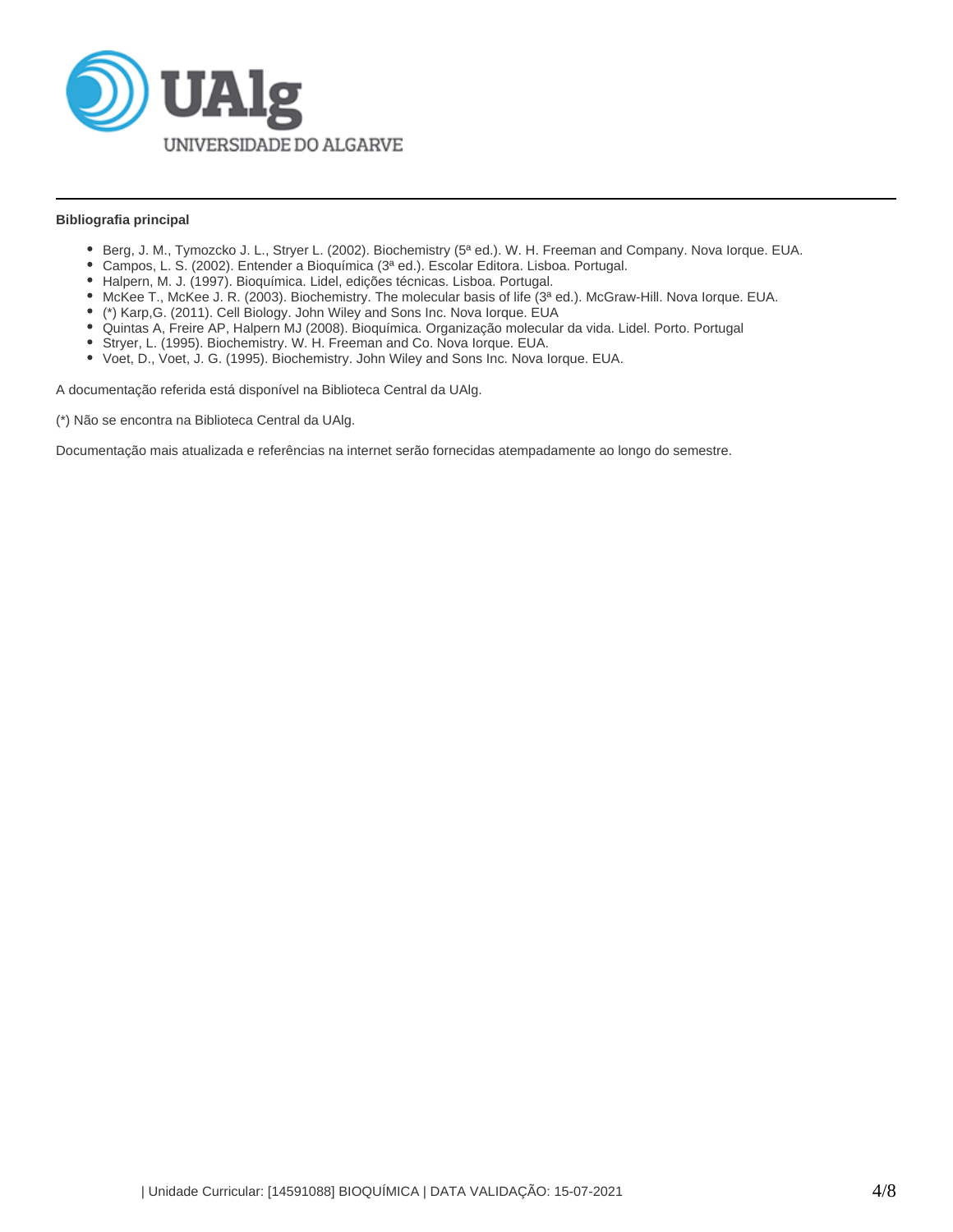**Bibliografia principal**

- Berg, J. M., Tymozcko J. L., Stryer L. (2002). Biochemistry (5ª ed.). W. H. Freeman and Company. Nova Iorque. EUA.
- Campos, L. S. (2002). Entender a Bioquímica (3ª ed.). Escolar Editora. Lisboa. Portugal.
- Halpern, M. J. (1997). Bioquímica. Lidel, edições técnicas. Lisboa. Portugal.
- McKee T., McKee J. R. (2003). Biochemistry. The molecular basis of life (3ª ed.). McGraw-Hill. Nova Iorque. EUA.
- (*) Karp,G. (2011). Cell Biology. John Wiley and Sons Inc. Nova Iorque. EUA
- Quintas A, Freire AP, Halpern MJ (2008). Bioquímica. Organização molecular da vida. Lidel. Porto. Portugal
- Stryer, L. (1995). Biochemistry. W. H. Freeman and Co. Nova Iorque. EUA.
- Voet, D., Voet, J. G. (1995). Biochemistry. John Wiley and Sons Inc. Nova Iorque. EUA.

A documentação referida está disponível na Biblioteca Central da UAlg.

(*) Não se encontra na Biblioteca Central da UAlg.

Documentação mais atualizada e referências na internet serão fornecidas atempadamente ao longo do semestre.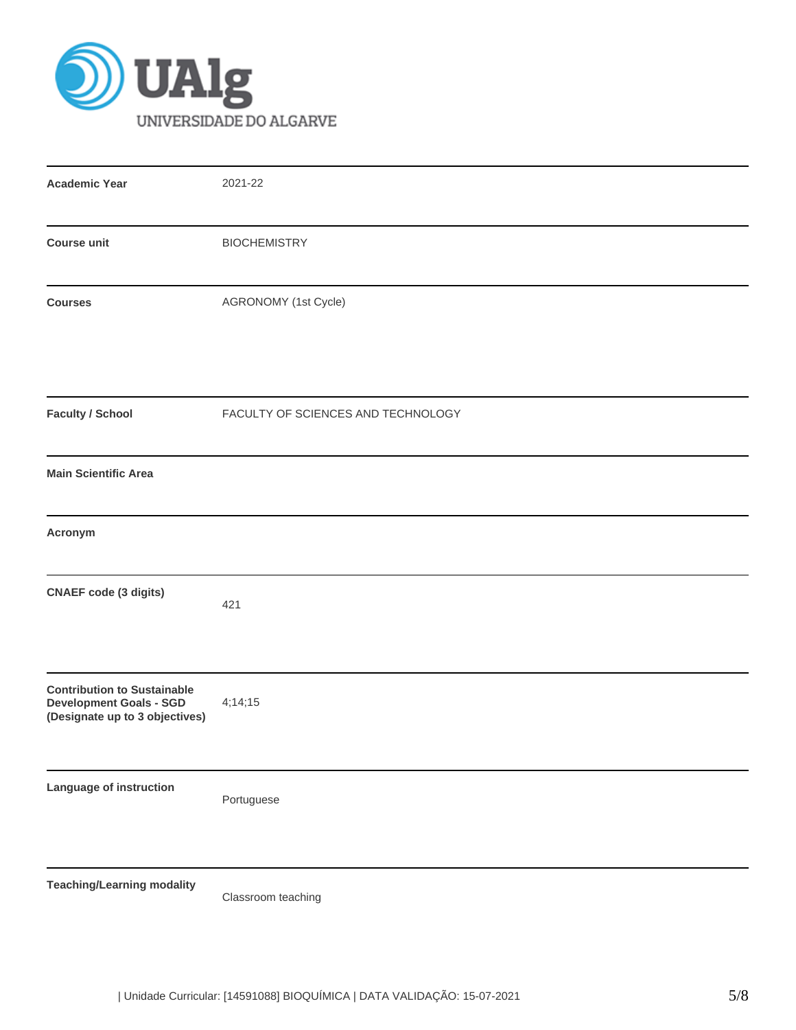| | |
|---|---|
| **Academic Year** | 2021-22 |
| **Course unit** | BIOCHEMISTRY |
| **Courses** | AGRONOMY (1st Cycle) |
| **Faculty / School** | FACULTY OF SCIENCES AND TECHNOLOGY |
| **Main Scientific Area** | |
| **Acronym** | |
| **CNAEF code (3 digits)** | 421 |
| **Contribution to Sustainable Development Goals - SGD (Designate up to 3 objectives)** | 4;14;15 |
| **Language of instruction** | Portuguese |
| **Teaching/Learning modality** | Classroom teaching |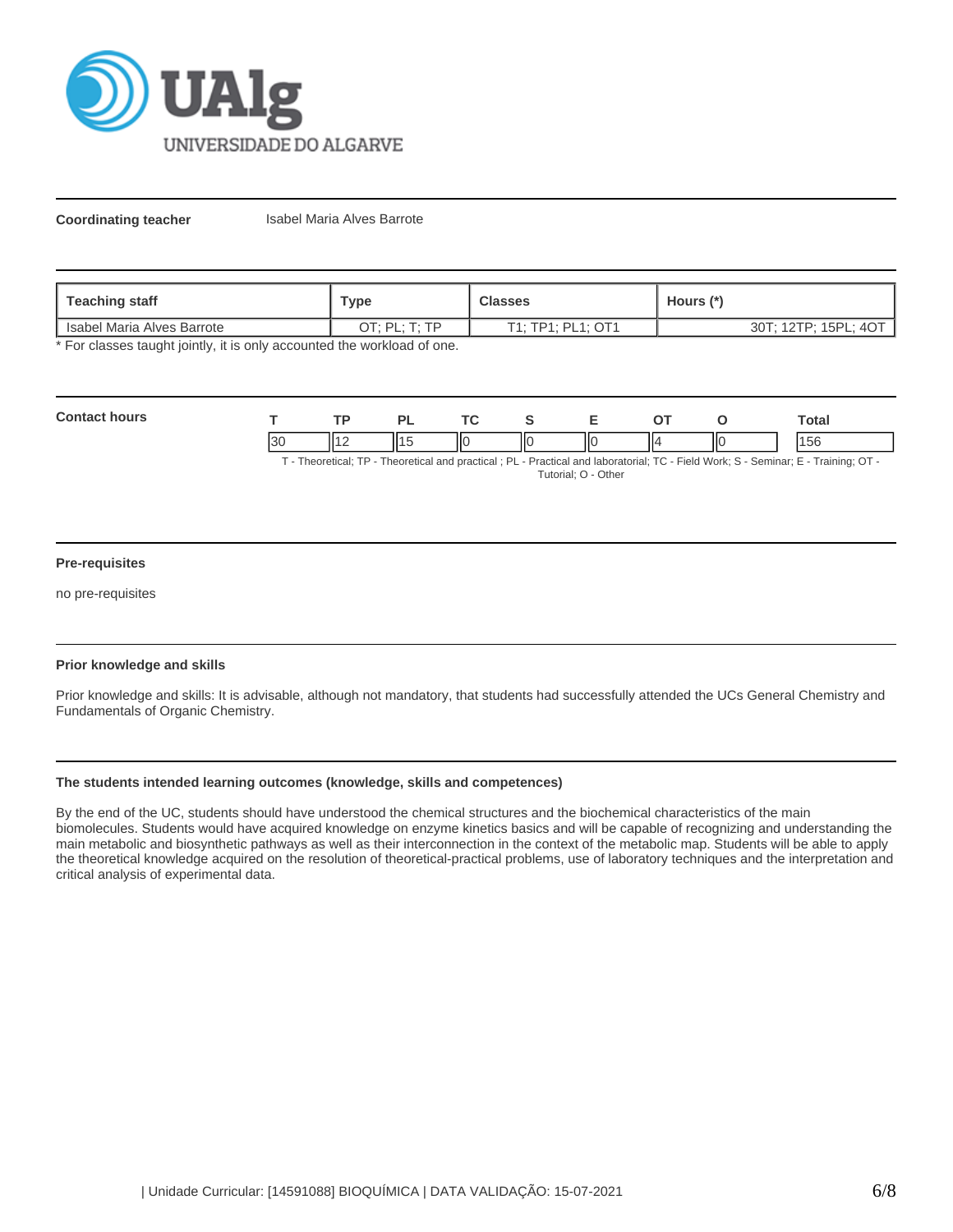**Coordinating teacher** Isabel Maria Alves Barrote

| Teaching staff | Type | Classes | Hours (*) |
|---|---|---|---|
| Isabel Maria Alves Barrote | OT; PL; T; TP | T1; TP1; PL1; OT1 | 30T; 12TP; 15PL; 4OT |

* For classes taught jointly, it is only accounted the workload of one.

**Contact hours**

| T | TP | PL | TC | S | E | OT | O | Total |
|---|---|---|---|---|---|---|---|---|
| 30 | 12 | 15 | 0 | 0 | 0 | 4 | 0 | 156 |

T - Theoretical; TP - Theoretical and practical ; PL - Practical and laboratorial; TC - Field Work; S - Seminar; E - Training; OT - Tutorial; O - Other

**Pre-requisites**

no pre-requisites

**Prior knowledge and skills**

Prior knowledge and skills: It is advisable, although not mandatory, that students had successfully attended the UCs General Chemistry and Fundamentals of Organic Chemistry.

**The students intended learning outcomes (knowledge, skills and competences)**

By the end of the UC, students should have understood the chemical structures and the biochemical characteristics of the main biomolecules. Students would have acquired knowledge on enzyme kinetics basics and will be capable of recognizing and understanding the main metabolic and biosynthetic pathways as well as their interconnection in the context of the metabolic map. Students will be able to apply the theoretical knowledge acquired on the resolution of theoretical-practical problems, use of laboratory techniques and the interpretation and critical analysis of experimental data.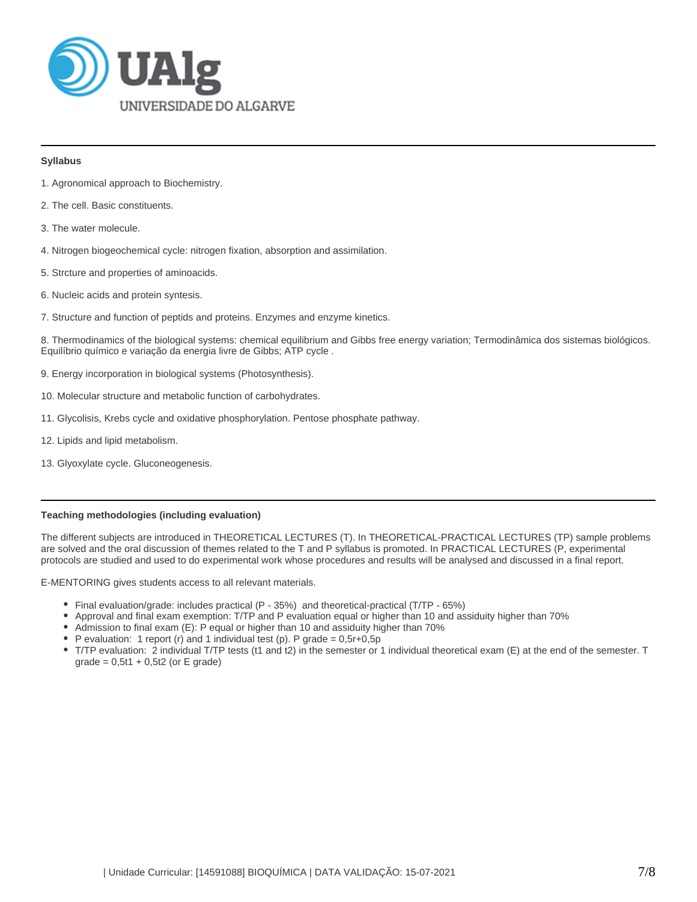### Syllabus

1. Agronomical approach to Biochemistry.

2. The cell. Basic constituents.

3. The water molecule.

4. Nitrogen biogeochemical cycle: nitrogen fixation, absorption and assimilation.

5. Strcture and properties of aminoacids.

6. Nucleic acids and protein syntesis.

7. Structure and function of peptids and proteins. Enzymes and enzyme kinetics.

8. Thermodinamics of the biological systems: chemical equilibrium and Gibbs free energy variation; Termodinâmica dos sistemas biológicos. Equilíbrio químico e variação da energia livre de Gibbs; ATP cycle .

9. Energy incorporation in biological systems (Photosynthesis).

10. Molecular structure and metabolic function of carbohydrates.

11. Glycolisis, Krebs cycle and oxidative phosphorylation. Pentose phosphate pathway.

12. Lipids and lipid metabolism.

13. Glyoxylate cycle. Gluconeogenesis.

### Teaching methodologies (including evaluation)

The different subjects are introduced in THEORETICAL LECTURES (T). In THEORETICAL-PRACTICAL LECTURES (TP) sample problems are solved and the oral discussion of themes related to the T and P syllabus is promoted. In PRACTICAL LECTURES (P, experimental protocols are studied and used to do experimental work whose procedures and results will be analysed and discussed in a final report.

E-MENTORING gives students access to all relevant materials.

- Final evaluation/grade: includes practical (P - 35%) and theoretical-practical (T/TP - 65%)
- Approval and final exam exemption: T/TP and P evaluation equal or higher than 10 and assiduity higher than 70%
- Admission to final exam (E): P equal or higher than 10 and assiduity higher than 70%
- P evaluation: 1 report (r) and 1 individual test (p). P grade = 0,5r+0,5p
- T/TP evaluation: 2 individual T/TP tests (t1 and t2) in the semester or 1 individual theoretical exam (E) at the end of the semester. T grade = 0,5t1 + 0,5t2 (or E grade)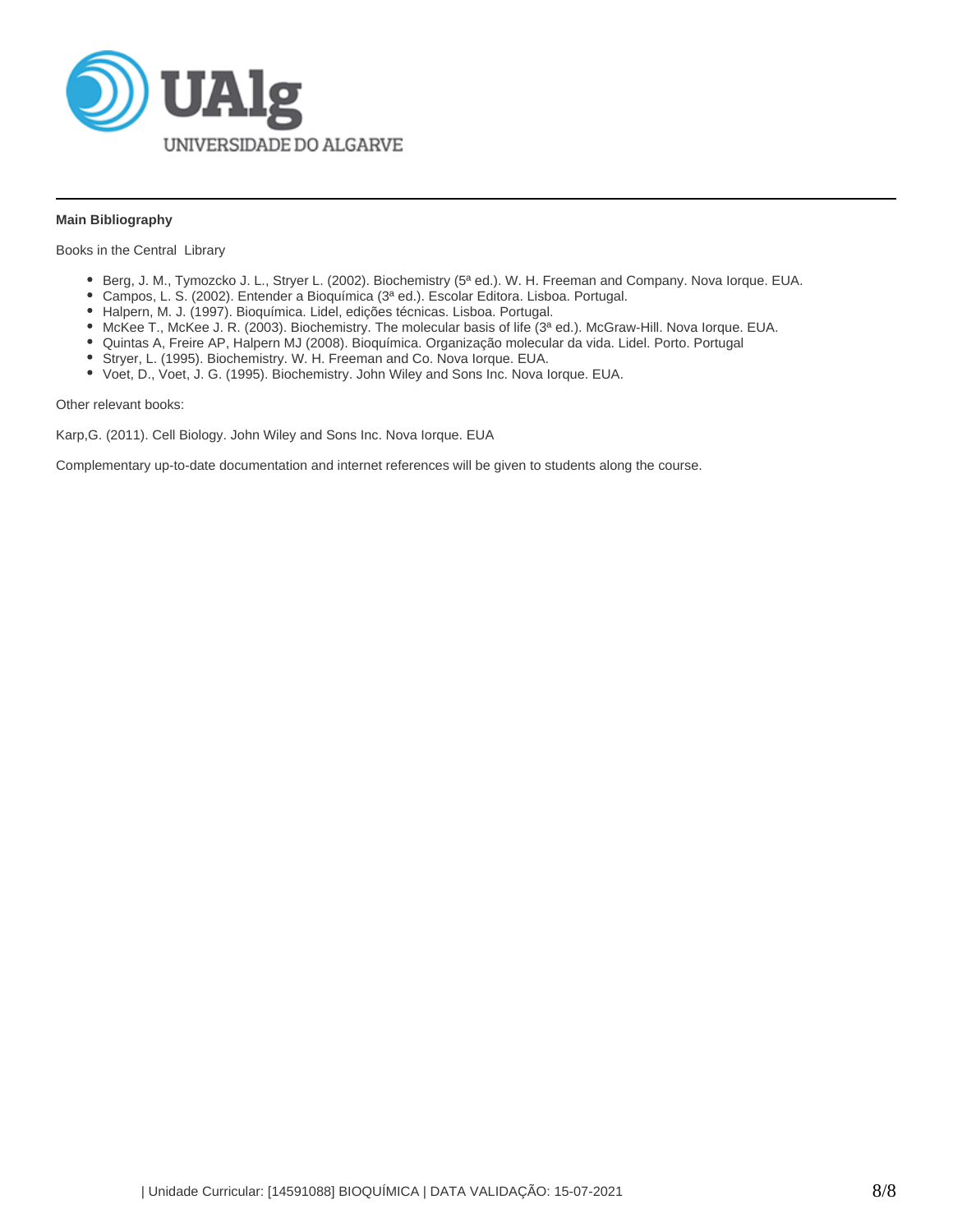**Main Bibliography**

Books in the Central  Library

- Berg, J. M., Tymozcko J. L., Stryer L. (2002). Biochemistry (5ª ed.). W. H. Freeman and Company. Nova Iorque. EUA.
- Campos, L. S. (2002). Entender a Bioquímica (3ª ed.). Escolar Editora. Lisboa. Portugal.
- Halpern, M. J. (1997). Bioquímica. Lidel, edições técnicas. Lisboa. Portugal.
- McKee T., McKee J. R. (2003). Biochemistry. The molecular basis of life (3ª ed.). McGraw-Hill. Nova Iorque. EUA.
- Quintas A, Freire AP, Halpern MJ (2008). Bioquímica. Organização molecular da vida. Lidel. Porto. Portugal
- Stryer, L. (1995). Biochemistry. W. H. Freeman and Co. Nova Iorque. EUA.
- Voet, D., Voet, J. G. (1995). Biochemistry. John Wiley and Sons Inc. Nova Iorque. EUA.

Other relevant books:

Karp,G. (2011). Cell Biology. John Wiley and Sons Inc. Nova Iorque. EUA

Complementary up-to-date documentation and internet references will be given to students along the course.